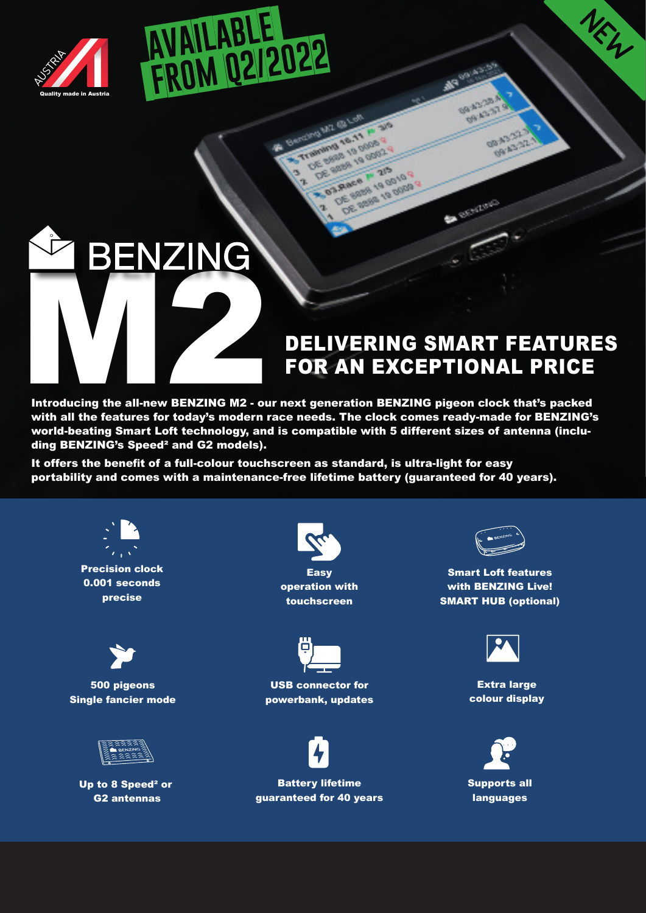AUSTRIA

Quality made in Austria

**AVAILABLE FROM Q2/2022**

NEW

# BENZING M2

## DELIVERING SMART FEATURES FOR AN EXCEPTIONAL PRICE

**Introducing the all-new BENZING M2 - our next generation BENZING pigeon clock that's packed with all the features for today's modern race needs. The clock comes ready-made for BENZING's world-beating Smart Loft technology, and is compatible with 5 different sizes of antenna (including BENZING's Speed² and G2 models).**

**It offers the benefit of a full-colour touchscreen as standard, is ultra-light for easy portability and comes with a maintenance-free lifetime battery (guaranteed for 40 years).**

- **Precision clock 0.001 seconds precise**
- **Easy operation with touchscreen**
- **Smart Loft features with BENZING Live! SMART HUB (optional)**
- **500 pigeons Single fancier mode**
- **USB connector for powerbank, updates**
- **Extra large colour display**
- **Up to 8 Speed² or G2 antennas**
- **Battery lifetime guaranteed for 40 years**
- **Supports all languages**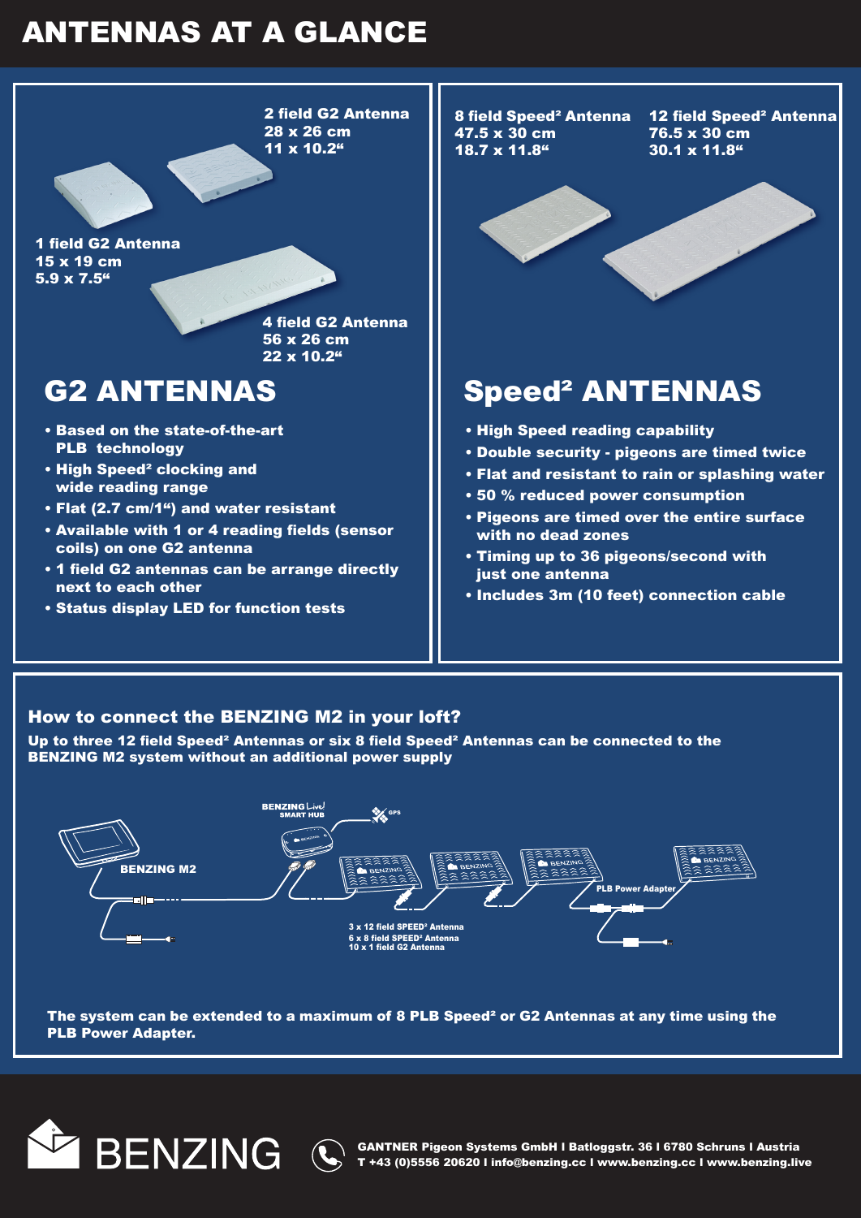# ANTENNAS AT A GLANCE

2 field G2 Antenna
28 x 26 cm
11 x 10.2“

1 field G2 Antenna
15 x 19 cm
5.9 x 7.5“

4 field G2 Antenna
56 x 26 cm
22 x 10.2“

## G2 ANTENNAS

- Based on the state-of-the-art PLB technology
- High Speed² clocking and wide reading range
- Flat (2.7 cm/1“) and water resistant
- Available with 1 or 4 reading fields (sensor coils) on one G2 antenna
- 1 field G2 antennas can be arrange directly next to each other
- Status display LED for function tests

8 field Speed² Antenna
47.5 x 30 cm
18.7 x 11.8“

12 field Speed² Antenna
76.5 x 30 cm
30.1 x 11.8“

## Speed² ANTENNAS

- High Speed reading capability
- Double security - pigeons are timed twice
- Flat and resistant to rain or splashing water
- 50 % reduced power consumption
- Pigeons are timed over the entire surface with no dead zones
- Timing up to 36 pigeons/second with just one antenna
- Includes 3m (10 feet) connection cable

### How to connect the BENZING M2 in your loft?

**Up to three 12 field Speed² Antennas or six 8 field Speed² Antennas can be connected to the BENZING M2 system without an additional power supply**

BENZING M2

BENZING Live SMART HUB

GPS

PLB Power Adapter

3 x 12 field SPEED² Antenna
6 x 8 field SPEED² Antenna
10 x 1 field G2 Antenna

**The system can be extended to a maximum of 8 PLB Speed² or G2 Antennas at any time using the PLB Power Adapter.**

BENZING

GANTNER Pigeon Systems GmbH I Batloggstr. 36 I 6780 Schruns I Austria
T +43 (0)5556 20620 I info@benzing.cc I www.benzing.cc I www.benzing.live